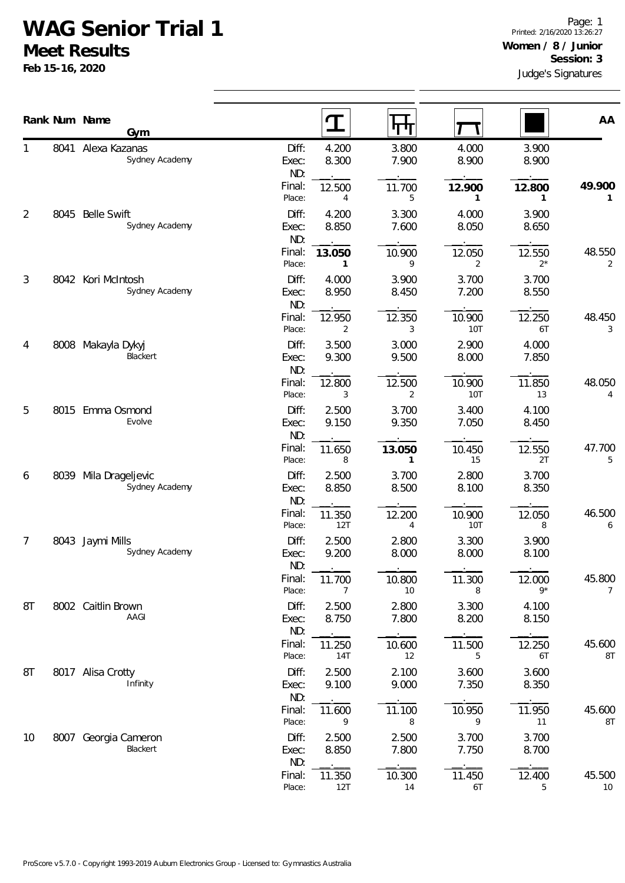# WAG Senior Trial 1

## Meet Results

**Feb 15-16, 2020**

**Women / 8 / Junior**
**Session: 3**
Judge's Signatures

| Rank | Num | Name / Gym | | Vault | Bars | Beam | Floor | AA |
|---|---|---|---|---|---|---|---|---|
| 1 | 8041 | Alexa Kazanas<br>Sydney Academy | Diff: | 4.200 | 3.800 | 4.000 | 3.900 | |
| | | | Exec: | 8.300 | 7.900 | 8.900 | 8.900 | |
| | | | ND: | . | . | . | . | |
| | | | Final: | 12.500 | 11.700 | **12.900** | **12.800** | **49.900** |
| | | | Place: | 4 | 5 | **1** | **1** | **1** |
| 2 | 8045 | Belle Swift<br>Sydney Academy | Diff: | 4.200 | 3.300 | 4.000 | 3.900 | |
| | | | Exec: | 8.850 | 7.600 | 8.050 | 8.650 | |
| | | | ND: | . | . | . | . | |
| | | | Final: | **13.050** | 10.900 | 12.050 | 12.550 | 48.550 |
| | | | Place: | **1** | 9 | 2 | 2* | 2 |
| 3 | 8042 | Kori McIntosh<br>Sydney Academy | Diff: | 4.000 | 3.900 | 3.700 | 3.700 | |
| | | | Exec: | 8.950 | 8.450 | 7.200 | 8.550 | |
| | | | ND: | . | . | . | . | |
| | | | Final: | 12.950 | 12.350 | 10.900 | 12.250 | 48.450 |
| | | | Place: | 2 | 3 | 10T | 6T | 3 |
| 4 | 8008 | Makayla Dykyj<br>Blackert | Diff: | 3.500 | 3.000 | 2.900 | 4.000 | |
| | | | Exec: | 9.300 | 9.500 | 8.000 | 7.850 | |
| | | | ND: | . | . | . | . | |
| | | | Final: | 12.800 | 12.500 | 10.900 | 11.850 | 48.050 |
| | | | Place: | 3 | 2 | 10T | 13 | 4 |
| 5 | 8015 | Emma Osmond<br>Evolve | Diff: | 2.500 | 3.700 | 3.400 | 4.100 | |
| | | | Exec: | 9.150 | 9.350 | 7.050 | 8.450 | |
| | | | ND: | . | . | . | . | |
| | | | Final: | 11.650 | **13.050** | 10.450 | 12.550 | 47.700 |
| | | | Place: | 8 | **1** | 15 | 2T | 5 |
| 6 | 8039 | Mila Drageljevic<br>Sydney Academy | Diff: | 2.500 | 3.700 | 2.800 | 3.700 | |
| | | | Exec: | 8.850 | 8.500 | 8.100 | 8.350 | |
| | | | ND: | . | . | . | . | |
| | | | Final: | 11.350 | 12.200 | 10.900 | 12.050 | 46.500 |
| | | | Place: | 12T | 4 | 10T | 8 | 6 |
| 7 | 8043 | Jaymi Mills<br>Sydney Academy | Diff: | 2.500 | 2.800 | 3.300 | 3.900 | |
| | | | Exec: | 9.200 | 8.000 | 8.000 | 8.100 | |
| | | | ND: | . | . | . | . | |
| | | | Final: | 11.700 | 10.800 | 11.300 | 12.000 | 45.800 |
| | | | Place: | 7 | 10 | 8 | 9* | 7 |
| 8T | 8002 | Caitlin Brown<br>AAGI | Diff: | 2.500 | 2.800 | 3.300 | 4.100 | |
| | | | Exec: | 8.750 | 7.800 | 8.200 | 8.150 | |
| | | | ND: | . | . | . | . | |
| | | | Final: | 11.250 | 10.600 | 11.500 | 12.250 | 45.600 |
| | | | Place: | 14T | 12 | 5 | 6T | 8T |
| 8T | 8017 | Alisa Crotty<br>Infinity | Diff: | 2.500 | 2.100 | 3.600 | 3.600 | |
| | | | Exec: | 9.100 | 9.000 | 7.350 | 8.350 | |
| | | | ND: | . | . | . | . | |
| | | | Final: | 11.600 | 11.100 | 10.950 | 11.950 | 45.600 |
| | | | Place: | 9 | 8 | 9 | 11 | 8T |
| 10 | 8007 | Georgia Cameron<br>Blackert | Diff: | 2.500 | 2.500 | 3.700 | 3.700 | |
| | | | Exec: | 8.850 | 7.800 | 7.750 | 8.700 | |
| | | | ND: | . | . | . | . | |
| | | | Final: | 11.350 | 10.300 | 11.450 | 12.400 | 45.500 |
| | | | Place: | 12T | 14 | 6T | 5 | 10 |

ProScore v5.7.0 - Copyright 1993-2019 Auburn Electronics Group - Licensed to: Gymnastics Australia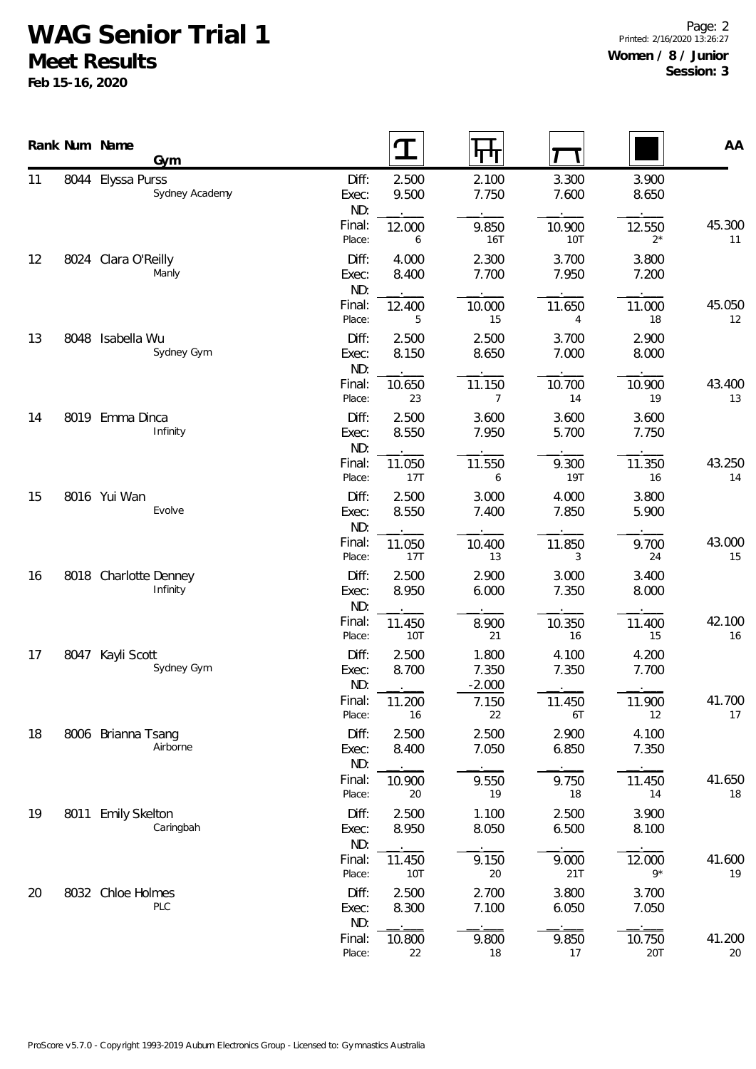# WAG Senior Trial 1

## Meet Results

**Feb 15-16, 2020**

**Women / 8 / Junior**
**Session: 3**

| Rank | Num | Name / Gym | | Vault | Bars | Beam | Floor | AA |
|---|---|---|---|---|---|---|---|---|
| 11 | 8044 | Elyssa Purss | Diff: | 2.500 | 2.100 | 3.300 | 3.900 | |
| | | Sydney Academy | Exec: | 9.500 | 7.750 | 7.600 | 8.650 | |
| | | | ND: | . | . | . | . | |
| | | | Final: | 12.000 | 9.850 | 10.900 | 12.550 | 45.300 |
| | | | Place: | 6 | 16T | 10T | 2* | 11 |
| 12 | 8024 | Clara O'Reilly | Diff: | 4.000 | 2.300 | 3.700 | 3.800 | |
| | | Manly | Exec: | 8.400 | 7.700 | 7.950 | 7.200 | |
| | | | ND: | . | . | . | . | |
| | | | Final: | 12.400 | 10.000 | 11.650 | 11.000 | 45.050 |
| | | | Place: | 5 | 15 | 4 | 18 | 12 |
| 13 | 8048 | Isabella Wu | Diff: | 2.500 | 2.500 | 3.700 | 2.900 | |
| | | Sydney Gym | Exec: | 8.150 | 8.650 | 7.000 | 8.000 | |
| | | | ND: | . | . | . | . | |
| | | | Final: | 10.650 | 11.150 | 10.700 | 10.900 | 43.400 |
| | | | Place: | 23 | 7 | 14 | 19 | 13 |
| 14 | 8019 | Emma Dinca | Diff: | 2.500 | 3.600 | 3.600 | 3.600 | |
| | | Infinity | Exec: | 8.550 | 7.950 | 5.700 | 7.750 | |
| | | | ND: | . | . | . | . | |
| | | | Final: | 11.050 | 11.550 | 9.300 | 11.350 | 43.250 |
| | | | Place: | 17T | 6 | 19T | 16 | 14 |
| 15 | 8016 | Yui Wan | Diff: | 2.500 | 3.000 | 4.000 | 3.800 | |
| | | Evolve | Exec: | 8.550 | 7.400 | 7.850 | 5.900 | |
| | | | ND: | . | . | . | . | |
| | | | Final: | 11.050 | 10.400 | 11.850 | 9.700 | 43.000 |
| | | | Place: | 17T | 13 | 3 | 24 | 15 |
| 16 | 8018 | Charlotte Denney | Diff: | 2.500 | 2.900 | 3.000 | 3.400 | |
| | | Infinity | Exec: | 8.950 | 6.000 | 7.350 | 8.000 | |
| | | | ND: | . | . | . | . | |
| | | | Final: | 11.450 | 8.900 | 10.350 | 11.400 | 42.100 |
| | | | Place: | 10T | 21 | 16 | 15 | 16 |
| 17 | 8047 | Kayli Scott | Diff: | 2.500 | 1.800 | 4.100 | 4.200 | |
| | | Sydney Gym | Exec: | 8.700 | 7.350 | 7.350 | 7.700 | |
| | | | ND: | . | -2.000 | . | . | |
| | | | Final: | 11.200 | 7.150 | 11.450 | 11.900 | 41.700 |
| | | | Place: | 16 | 22 | 6T | 12 | 17 |
| 18 | 8006 | Brianna Tsang | Diff: | 2.500 | 2.500 | 2.900 | 4.100 | |
| | | Airborne | Exec: | 8.400 | 7.050 | 6.850 | 7.350 | |
| | | | ND: | . | . | . | . | |
| | | | Final: | 10.900 | 9.550 | 9.750 | 11.450 | 41.650 |
| | | | Place: | 20 | 19 | 18 | 14 | 18 |
| 19 | 8011 | Emily Skelton | Diff: | 2.500 | 1.100 | 2.500 | 3.900 | |
| | | Caringbah | Exec: | 8.950 | 8.050 | 6.500 | 8.100 | |
| | | | ND: | . | . | . | . | |
| | | | Final: | 11.450 | 9.150 | 9.000 | 12.000 | 41.600 |
| | | | Place: | 10T | 20 | 21T | 9* | 19 |
| 20 | 8032 | Chloe Holmes | Diff: | 2.500 | 2.700 | 3.800 | 3.700 | |
| | | PLC | Exec: | 8.300 | 7.100 | 6.050 | 7.050 | |
| | | | ND: | . | . | . | . | |
| | | | Final: | 10.800 | 9.800 | 9.850 | 10.750 | 41.200 |
| | | | Place: | 22 | 18 | 17 | 20T | 20 |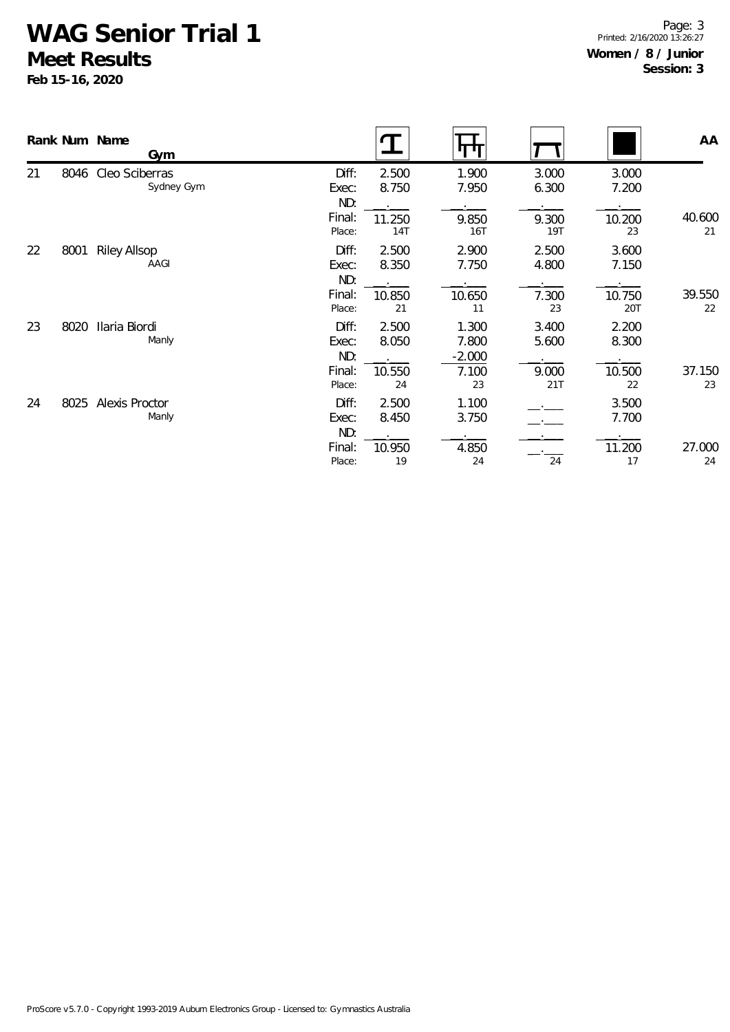# WAG Senior Trial 1

## Meet Results

**Feb 15-16, 2020**

**Women / 8 / Junior**
**Session: 3**

| Rank | Num | Name / Gym | | Vault | Bars | Beam | Floor | AA |
|---|---|---|---|---|---|---|---|---|
| 21 | 8046 | Cleo Sciberras | Diff: | 2.500 | 1.900 | 3.000 | 3.000 | |
| | | Sydney Gym | Exec: | 8.750 | 7.950 | 6.300 | 7.200 | |
| | | | ND: | | | | | |
| | | | Final: | 11.250 | 9.850 | 9.300 | 10.200 | 40.600 |
| | | | Place: | 14T | 16T | 19T | 23 | 21 |
| 22 | 8001 | Riley Allsop | Diff: | 2.500 | 2.900 | 2.500 | 3.600 | |
| | | AAGI | Exec: | 8.350 | 7.750 | 4.800 | 7.150 | |
| | | | ND: | | | | | |
| | | | Final: | 10.850 | 10.650 | 7.300 | 10.750 | 39.550 |
| | | | Place: | 21 | 11 | 23 | 20T | 22 |
| 23 | 8020 | Ilaria Biordi | Diff: | 2.500 | 1.300 | 3.400 | 2.200 | |
| | | Manly | Exec: | 8.050 | 7.800 | 5.600 | 8.300 | |
| | | | ND: | | -2.000 | | | |
| | | | Final: | 10.550 | 7.100 | 9.000 | 10.500 | 37.150 |
| | | | Place: | 24 | 23 | 21T | 22 | 23 |
| 24 | 8025 | Alexis Proctor | Diff: | 2.500 | 1.100 | | 3.500 | |
| | | Manly | Exec: | 8.450 | 3.750 | | 7.700 | |
| | | | ND: | | | | | |
| | | | Final: | 10.950 | 4.850 | | 11.200 | 27.000 |
| | | | Place: | 19 | 24 | 24 | 17 | 24 |

ProScore v5.7.0 - Copyright 1993-2019 Auburn Electronics Group - Licensed to: Gymnastics Australia